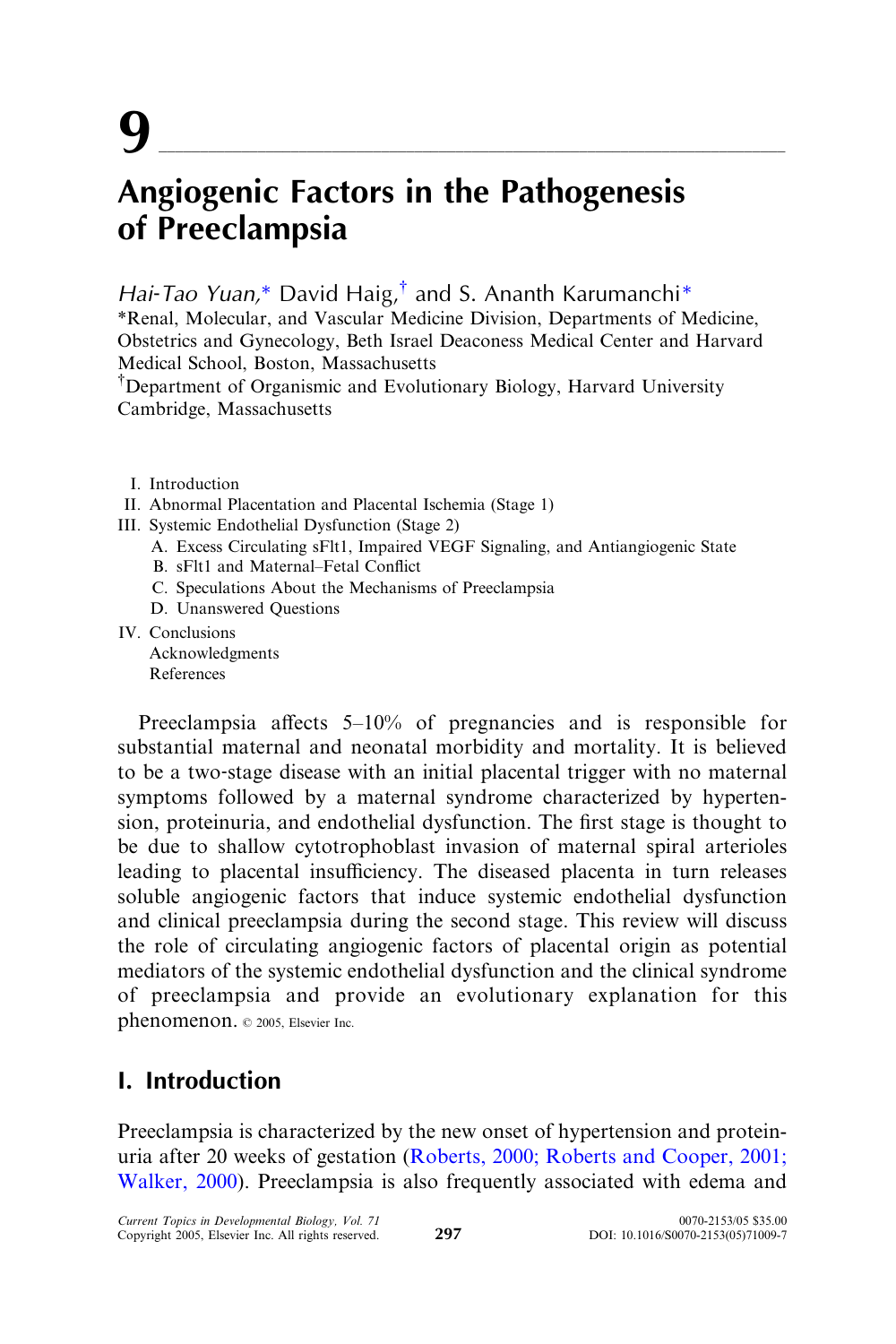# 9

# Angiogenic Factors in the Pathogenesis of Preeclampsia

*Hai-Tao Yuan,*[*] David Haig,[†] and S. Ananth Karumanchi[*]

[*]Renal, Molecular, and Vascular Medicine Division, Departments of Medicine, Obstetrics and Gynecology, Beth Israel Deaconess Medical Center and Harvard Medical School, Boston, Massachusetts

[†]Department of Organismic and Evolutionary Biology, Harvard University Cambridge, Massachusetts

- I. Introduction
- II. Abnormal Placentation and Placental Ischemia (Stage 1)
- III. Systemic Endothelial Dysfunction (Stage 2)
  - A. Excess Circulating sFlt1, Impaired VEGF Signaling, and Antiangiogenic State
  - B. sFlt1 and Maternal–Fetal Conflict
  - C. Speculations About the Mechanisms of Preeclampsia
  - D. Unanswered Questions
- IV. Conclusions
  - Acknowledgments
  - References

Preeclampsia affects 5–10% of pregnancies and is responsible for substantial maternal and neonatal morbidity and mortality. It is believed to be a two-stage disease with an initial placental trigger with no maternal symptoms followed by a maternal syndrome characterized by hypertension, proteinuria, and endothelial dysfunction. The first stage is thought to be due to shallow cytotrophoblast invasion of maternal spiral arterioles leading to placental insufficiency. The diseased placenta in turn releases soluble angiogenic factors that induce systemic endothelial dysfunction and clinical preeclampsia during the second stage. This review will discuss the role of circulating angiogenic factors of placental origin as potential mediators of the systemic endothelial dysfunction and the clinical syndrome of preeclampsia and provide an evolutionary explanation for this phenomenon. © 2005, Elsevier Inc.

## I. Introduction

Preeclampsia is characterized by the new onset of hypertension and proteinuria after 20 weeks of gestation (Roberts, 2000; Roberts and Cooper, 2001; Walker, 2000). Preeclampsia is also frequently associated with edema and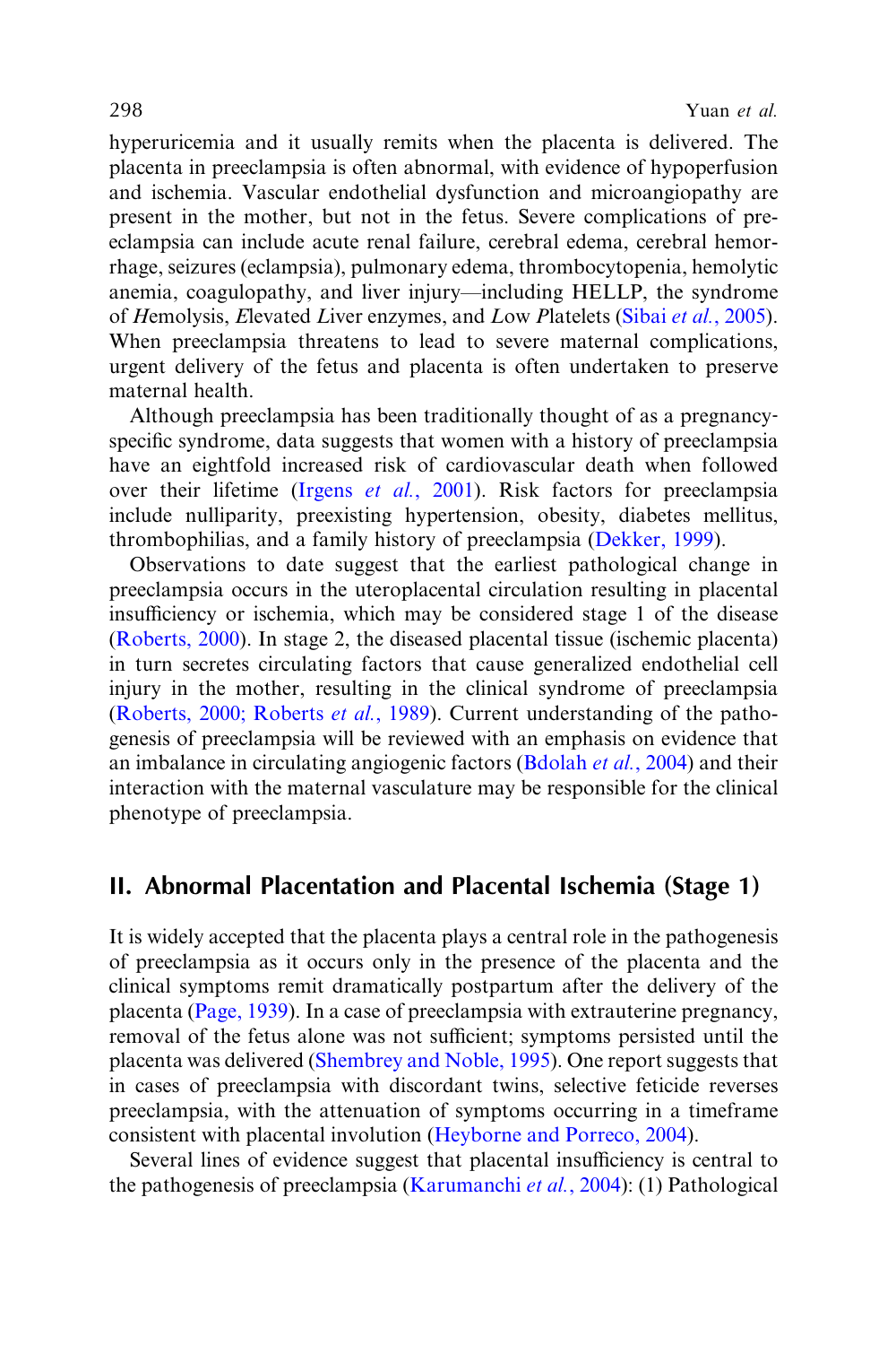hyperuricemia and it usually remits when the placenta is delivered. The placenta in preeclampsia is often abnormal, with evidence of hypoperfusion and ischemia. Vascular endothelial dysfunction and microangiopathy are present in the mother, but not in the fetus. Severe complications of preeclampsia can include acute renal failure, cerebral edema, cerebral hemorrhage, seizures (eclampsia), pulmonary edema, thrombocytopenia, hemolytic anemia, coagulopathy, and liver injury—including HELLP, the syndrome of *H*emolysis, *E*levated *L*iver enzymes, and *L*ow *P*latelets (Sibai *et al.*, 2005). When preeclampsia threatens to lead to severe maternal complications, urgent delivery of the fetus and placenta is often undertaken to preserve maternal health.

Although preeclampsia has been traditionally thought of as a pregnancy-specific syndrome, data suggests that women with a history of preeclampsia have an eightfold increased risk of cardiovascular death when followed over their lifetime (Irgens *et al.*, 2001). Risk factors for preeclampsia include nulliparity, preexisting hypertension, obesity, diabetes mellitus, thrombophilias, and a family history of preeclampsia (Dekker, 1999).

Observations to date suggest that the earliest pathological change in preeclampsia occurs in the uteroplacental circulation resulting in placental insufficiency or ischemia, which may be considered stage 1 of the disease (Roberts, 2000). In stage 2, the diseased placental tissue (ischemic placenta) in turn secretes circulating factors that cause generalized endothelial cell injury in the mother, resulting in the clinical syndrome of preeclampsia (Roberts, 2000; Roberts *et al.*, 1989). Current understanding of the pathogenesis of preeclampsia will be reviewed with an emphasis on evidence that an imbalance in circulating angiogenic factors (Bdolah *et al.*, 2004) and their interaction with the maternal vasculature may be responsible for the clinical phenotype of preeclampsia.

## II. Abnormal Placentation and Placental Ischemia (Stage 1)

It is widely accepted that the placenta plays a central role in the pathogenesis of preeclampsia as it occurs only in the presence of the placenta and the clinical symptoms remit dramatically postpartum after the delivery of the placenta (Page, 1939). In a case of preeclampsia with extrauterine pregnancy, removal of the fetus alone was not sufficient; symptoms persisted until the placenta was delivered (Shembrey and Noble, 1995). One report suggests that in cases of preeclampsia with discordant twins, selective feticide reverses preeclampsia, with the attenuation of symptoms occurring in a timeframe consistent with placental involution (Heyborne and Porreco, 2004).

Several lines of evidence suggest that placental insufficiency is central to the pathogenesis of preeclampsia (Karumanchi *et al.*, 2004): (1) Pathological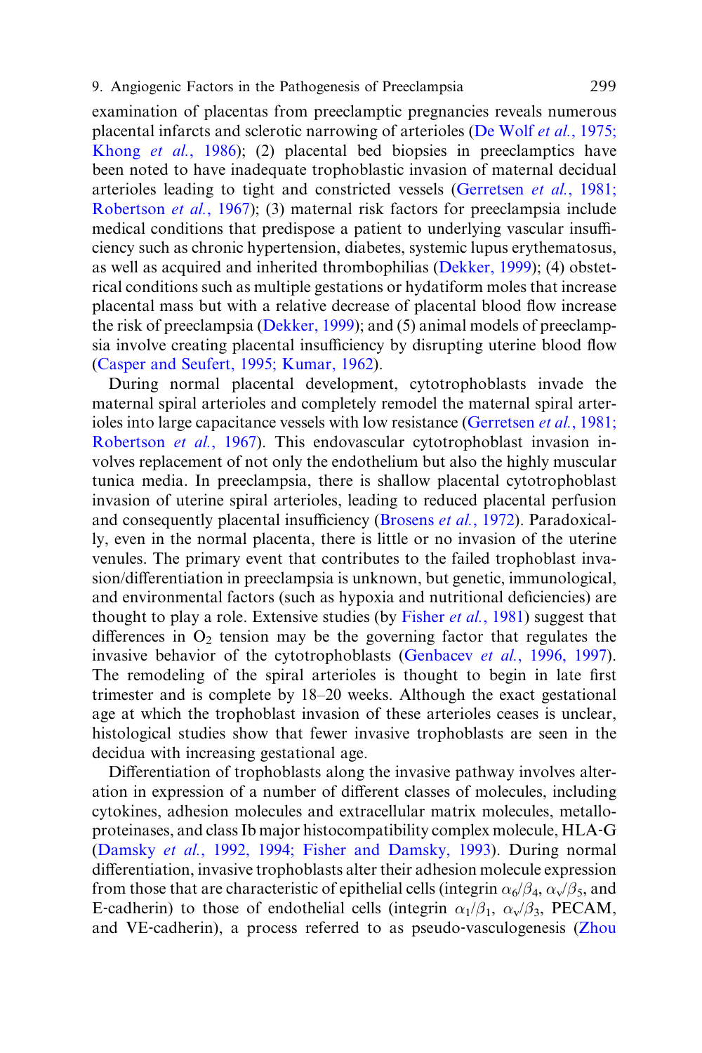examination of placentas from preeclamptic pregnancies reveals numerous placental infarcts and sclerotic narrowing of arterioles (De Wolf *et al.*, 1975; Khong *et al.*, 1986); (2) placental bed biopsies in preeclamptics have been noted to have inadequate trophoblastic invasion of maternal decidual arterioles leading to tight and constricted vessels (Gerretsen *et al.*, 1981; Robertson *et al.*, 1967); (3) maternal risk factors for preeclampsia include medical conditions that predispose a patient to underlying vascular insufficiency such as chronic hypertension, diabetes, systemic lupus erythematosus, as well as acquired and inherited thrombophilias (Dekker, 1999); (4) obstetrical conditions such as multiple gestations or hydatiform moles that increase placental mass but with a relative decrease of placental blood flow increase the risk of preeclampsia (Dekker, 1999); and (5) animal models of preeclampsia involve creating placental insufficiency by disrupting uterine blood flow (Casper and Seufert, 1995; Kumar, 1962).

During normal placental development, cytotrophoblasts invade the maternal spiral arterioles and completely remodel the maternal spiral arterioles into large capacitance vessels with low resistance (Gerretsen *et al.*, 1981; Robertson *et al.*, 1967). This endovascular cytotrophoblast invasion involves replacement of not only the endothelium but also the highly muscular tunica media. In preeclampsia, there is shallow placental cytotrophoblast invasion of uterine spiral arterioles, leading to reduced placental perfusion and consequently placental insufficiency (Brosens *et al.*, 1972). Paradoxically, even in the normal placenta, there is little or no invasion of the uterine venules. The primary event that contributes to the failed trophoblast invasion/differentiation in preeclampsia is unknown, but genetic, immunological, and environmental factors (such as hypoxia and nutritional deficiencies) are thought to play a role. Extensive studies (by Fisher *et al.*, 1981) suggest that differences in $O_2$ tension may be the governing factor that regulates the invasive behavior of the cytotrophoblasts (Genbacev *et al.*, 1996, 1997). The remodeling of the spiral arterioles is thought to begin in late first trimester and is complete by 18–20 weeks. Although the exact gestational age at which the trophoblast invasion of these arterioles ceases is unclear, histological studies show that fewer invasive trophoblasts are seen in the decidua with increasing gestational age.

Differentiation of trophoblasts along the invasive pathway involves alteration in expression of a number of different classes of molecules, including cytokines, adhesion molecules and extracellular matrix molecules, metalloproteinases, and class Ib major histocompatibility complex molecule, HLA-G (Damsky *et al.*, 1992, 1994; Fisher and Damsky, 1993). During normal differentiation, invasive trophoblasts alter their adhesion molecule expression from those that are characteristic of epithelial cells (integrin $\alpha_6/\beta_4$, $\alpha_v/\beta_5$, and E-cadherin) to those of endothelial cells (integrin $\alpha_1/\beta_1$, $\alpha_v/\beta_3$, PECAM, and VE-cadherin), a process referred to as pseudo-vasculogenesis (Zhou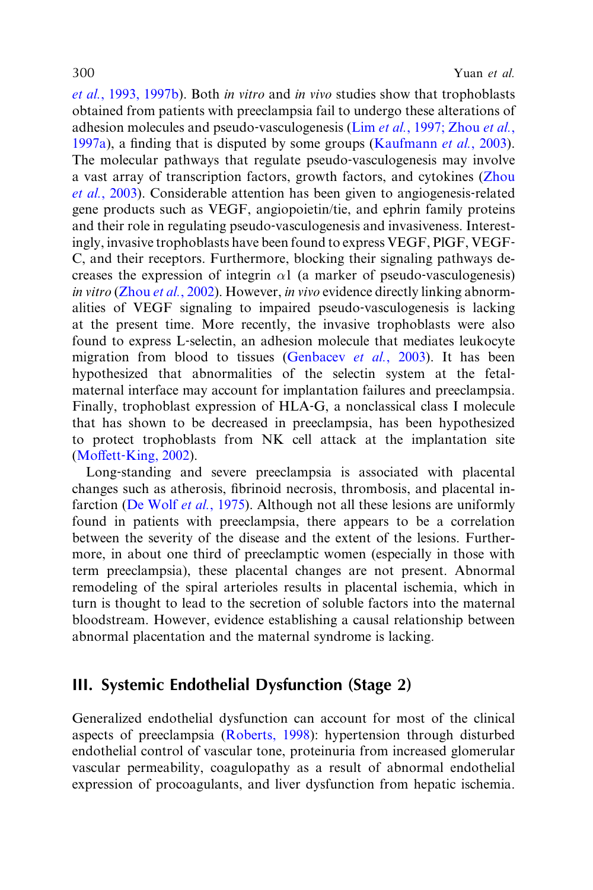*et al.*, 1993, 1997b). Both *in vitro* and *in vivo* studies show that trophoblasts obtained from patients with preeclampsia fail to undergo these alterations of adhesion molecules and pseudo-vasculogenesis (Lim *et al.*, 1997; Zhou *et al.*, 1997a), a finding that is disputed by some groups (Kaufmann *et al.*, 2003). The molecular pathways that regulate pseudo-vasculogenesis may involve a vast array of transcription factors, growth factors, and cytokines (Zhou *et al.*, 2003). Considerable attention has been given to angiogenesis-related gene products such as VEGF, angiopoietin/tie, and ephrin family proteins and their role in regulating pseudo-vasculogenesis and invasiveness. Interestingly, invasive trophoblasts have been found to express VEGF, PlGF, VEGF-C, and their receptors. Furthermore, blocking their signaling pathways decreases the expression of integrin $\alpha 1$ (a marker of pseudo-vasculogenesis) *in vitro* (Zhou *et al.*, 2002). However, *in vivo* evidence directly linking abnormalities of VEGF signaling to impaired pseudo-vasculogenesis is lacking at the present time. More recently, the invasive trophoblasts were also found to express L-selectin, an adhesion molecule that mediates leukocyte migration from blood to tissues (Genbacev *et al.*, 2003). It has been hypothesized that abnormalities of the selectin system at the fetal-maternal interface may account for implantation failures and preeclampsia. Finally, trophoblast expression of HLA-G, a nonclassical class I molecule that has shown to be decreased in preeclampsia, has been hypothesized to protect trophoblasts from NK cell attack at the implantation site (Moffett-King, 2002).

Long-standing and severe preeclampsia is associated with placental changes such as atherosis, fibrinoid necrosis, thrombosis, and placental infarction (De Wolf *et al.*, 1975). Although not all these lesions are uniformly found in patients with preeclampsia, there appears to be a correlation between the severity of the disease and the extent of the lesions. Furthermore, in about one third of preeclamptic women (especially in those with term preeclampsia), these placental changes are not present. Abnormal remodeling of the spiral arterioles results in placental ischemia, which in turn is thought to lead to the secretion of soluble factors into the maternal bloodstream. However, evidence establishing a causal relationship between abnormal placentation and the maternal syndrome is lacking.

## III. Systemic Endothelial Dysfunction (Stage 2)

Generalized endothelial dysfunction can account for most of the clinical aspects of preeclampsia (Roberts, 1998): hypertension through disturbed endothelial control of vascular tone, proteinuria from increased glomerular vascular permeability, coagulopathy as a result of abnormal endothelial expression of procoagulants, and liver dysfunction from hepatic ischemia.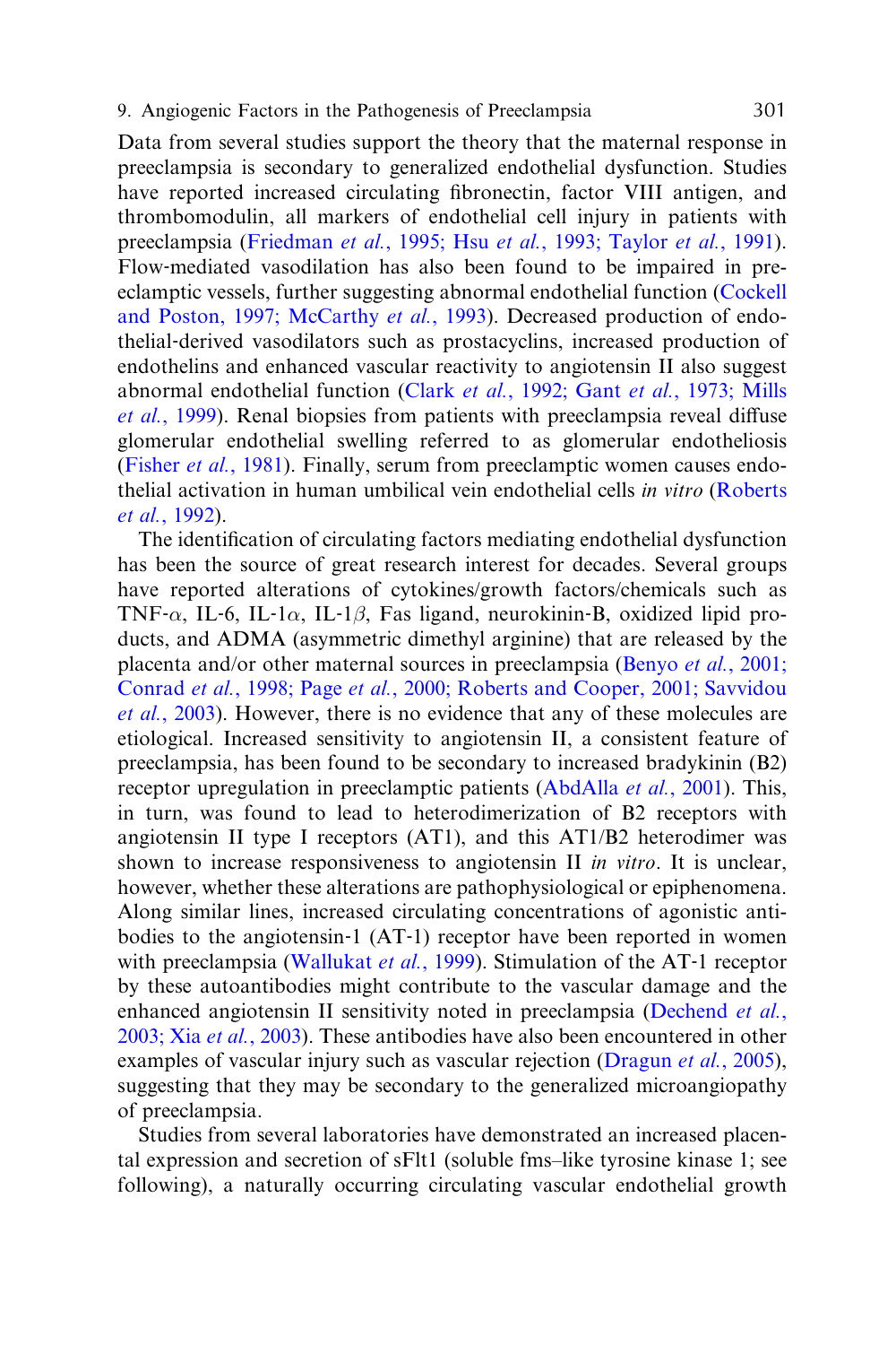Data from several studies support the theory that the maternal response in preeclampsia is secondary to generalized endothelial dysfunction. Studies have reported increased circulating fibronectin, factor VIII antigen, and thrombomodulin, all markers of endothelial cell injury in patients with preeclampsia (Friedman *et al.*, 1995; Hsu *et al.*, 1993; Taylor *et al.*, 1991). Flow-mediated vasodilation has also been found to be impaired in preeclamptic vessels, further suggesting abnormal endothelial function (Cockell and Poston, 1997; McCarthy *et al.*, 1993). Decreased production of endothelial-derived vasodilators such as prostacyclins, increased production of endothelins and enhanced vascular reactivity to angiotensin II also suggest abnormal endothelial function (Clark *et al.*, 1992; Gant *et al.*, 1973; Mills *et al.*, 1999). Renal biopsies from patients with preeclampsia reveal diffuse glomerular endothelial swelling referred to as glomerular endotheliosis (Fisher *et al.*, 1981). Finally, serum from preeclamptic women causes endothelial activation in human umbilical vein endothelial cells *in vitro* (Roberts *et al.*, 1992).

The identification of circulating factors mediating endothelial dysfunction has been the source of great research interest for decades. Several groups have reported alterations of cytokines/growth factors/chemicals such as TNF-$\alpha$, IL-6, IL-1$\alpha$, IL-1$\beta$, Fas ligand, neurokinin-B, oxidized lipid products, and ADMA (asymmetric dimethyl arginine) that are released by the placenta and/or other maternal sources in preeclampsia (Benyo *et al.*, 2001; Conrad *et al.*, 1998; Page *et al.*, 2000; Roberts and Cooper, 2001; Savvidou *et al.*, 2003). However, there is no evidence that any of these molecules are etiological. Increased sensitivity to angiotensin II, a consistent feature of preeclampsia, has been found to be secondary to increased bradykinin (B2) receptor upregulation in preeclamptic patients (AbdAlla *et al.*, 2001). This, in turn, was found to lead to heterodimerization of B2 receptors with angiotensin II type I receptors (AT1), and this AT1/B2 heterodimer was shown to increase responsiveness to angiotensin II *in vitro*. It is unclear, however, whether these alterations are pathophysiological or epiphenomena. Along similar lines, increased circulating concentrations of agonistic antibodies to the angiotensin-1 (AT-1) receptor have been reported in women with preeclampsia (Wallukat *et al.*, 1999). Stimulation of the AT-1 receptor by these autoantibodies might contribute to the vascular damage and the enhanced angiotensin II sensitivity noted in preeclampsia (Dechend *et al.*, 2003; Xia *et al.*, 2003). These antibodies have also been encountered in other examples of vascular injury such as vascular rejection (Dragun *et al.*, 2005), suggesting that they may be secondary to the generalized microangiopathy of preeclampsia.

Studies from several laboratories have demonstrated an increased placental expression and secretion of sFlt1 (soluble fms–like tyrosine kinase 1; see following), a naturally occurring circulating vascular endothelial growth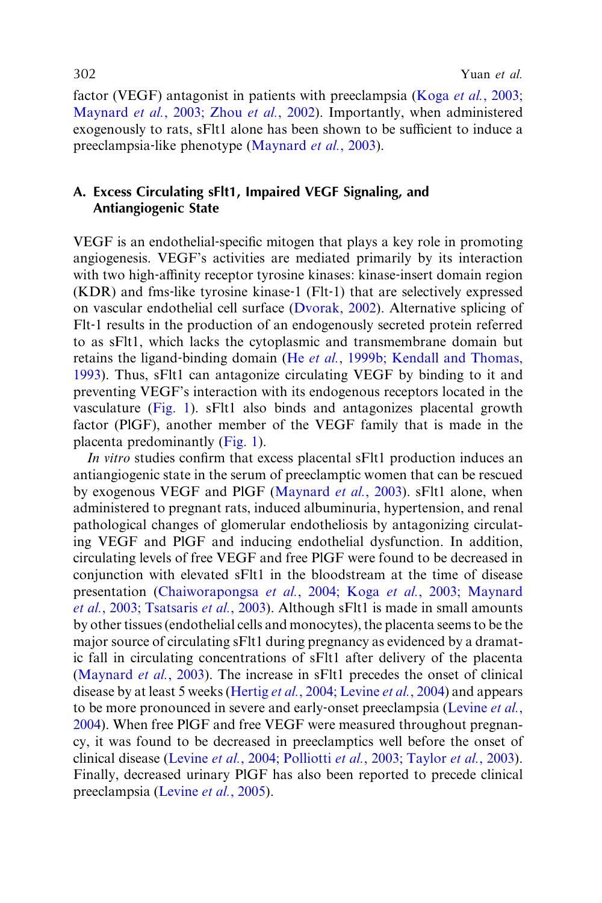factor (VEGF) antagonist in patients with preeclampsia (Koga *et al.*, 2003; Maynard *et al.*, 2003; Zhou *et al.*, 2002). Importantly, when administered exogenously to rats, sFlt1 alone has been shown to be sufficient to induce a preeclampsia-like phenotype (Maynard *et al.*, 2003).

## A. Excess Circulating sFlt1, Impaired VEGF Signaling, and Antiangiogenic State

VEGF is an endothelial-specific mitogen that plays a key role in promoting angiogenesis. VEGF's activities are mediated primarily by its interaction with two high-affinity receptor tyrosine kinases: kinase-insert domain region (KDR) and fms-like tyrosine kinase-1 (Flt-1) that are selectively expressed on vascular endothelial cell surface (Dvorak, 2002). Alternative splicing of Flt-1 results in the production of an endogenously secreted protein referred to as sFlt1, which lacks the cytoplasmic and transmembrane domain but retains the ligand-binding domain (He *et al.*, 1999b; Kendall and Thomas, 1993). Thus, sFlt1 can antagonize circulating VEGF by binding to it and preventing VEGF's interaction with its endogenous receptors located in the vasculature (Fig. 1). sFlt1 also binds and antagonizes placental growth factor (PlGF), another member of the VEGF family that is made in the placenta predominantly (Fig. 1).

*In vitro* studies confirm that excess placental sFlt1 production induces an antiatrogenic state in the serum of preeclamptic women that can be rescued by exogenous VEGF and PlGF (Maynard *et al.*, 2003). sFlt1 alone, when administered to pregnant rats, induced albuminuria, hypertension, and renal pathological changes of glomerular endotheliosis by antagonizing circulating VEGF and PlGF and inducing endothelial dysfunction. In addition, circulating levels of free VEGF and free PlGF were found to be decreased in conjunction with elevated sFlt1 in the bloodstream at the time of disease presentation (Chaiworapongsa *et al.*, 2004; Koga *et al.*, 2003; Maynard *et al.*, 2003; Tsatsaris *et al.*, 2003). Although sFlt1 is made in small amounts by other tissues (endothelial cells and monocytes), the placenta seems to be the major source of circulating sFlt1 during pregnancy as evidenced by a dramatic fall in circulating concentrations of sFlt1 after delivery of the placenta (Maynard *et al.*, 2003). The increase in sFlt1 precedes the onset of clinical disease by at least 5 weeks (Hertig *et al.*, 2004; Levine *et al.*, 2004) and appears to be more pronounced in severe and early-onset preeclampsia (Levine *et al.*, 2004). When free PlGF and free VEGF were measured throughout pregnancy, it was found to be decreased in preeclamptics well before the onset of clinical disease (Levine *et al.*, 2004; Polliotti *et al.*, 2003; Taylor *et al.*, 2003). Finally, decreased urinary PlGF has also been reported to precede clinical preeclampsia (Levine *et al.*, 2005).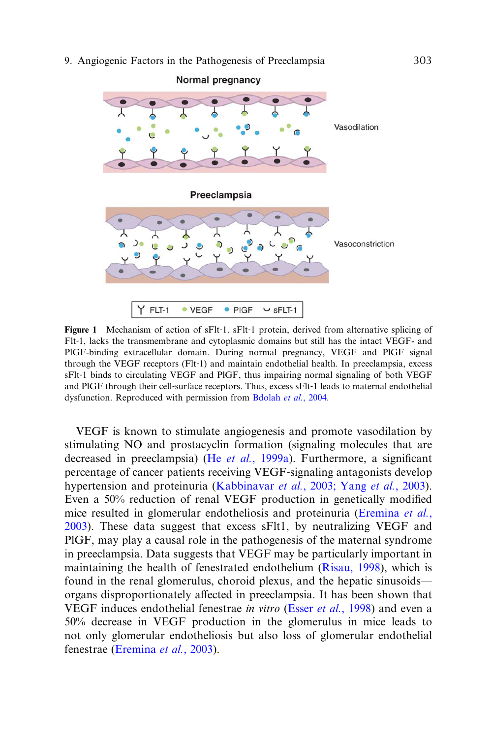Figure 1 Mechanism of action of sFlt-1. sFlt-1 protein, derived from alternative splicing of Flt-1, lacks the transmembrane and cytoplasmic domains but still has the intact VEGF- and PlGF-binding extracellular domain. During normal pregnancy, VEGF and PlGF signal through the VEGF receptors (Flt-1) and maintain endothelial health. In preeclampsia, excess sFlt-1 binds to circulating VEGF and PlGF, thus impairing normal signaling of both VEGF and PlGF through their cell-surface receptors. Thus, excess sFlt-1 leads to maternal endothelial dysfunction. Reproduced with permission from Bdolah *et al.*, 2004.

VEGF is known to stimulate angiogenesis and promote vasodilation by stimulating NO and prostacyclin formation (signaling molecules that are decreased in preeclampsia) (He *et al.*, 1999a). Furthermore, a significant percentage of cancer patients receiving VEGF-signaling antagonists develop hypertension and proteinuria (Kabbinavar *et al.*, 2003; Yang *et al.*, 2003). Even a 50% reduction of renal VEGF production in genetically modified mice resulted in glomerular endotheliosis and proteinuria (Eremina *et al.*, 2003). These data suggest that excess sFlt1, by neutralizing VEGF and PlGF, may play a causal role in the pathogenesis of the maternal syndrome in preeclampsia. Data suggests that VEGF may be particularly important in maintaining the health of fenestrated endothelium (Risau, 1998), which is found in the renal glomerulus, choroid plexus, and the hepatic sinusoids—organs disproportionately affected in preeclampsia. It has been shown that VEGF induces endothelial fenestrae *in vitro* (Esser *et al.*, 1998) and even a 50% decrease in VEGF production in the glomerulus in mice leads to not only glomerular endotheliosis but also loss of glomerular endothelial fenestrae (Eremina *et al.*, 2003).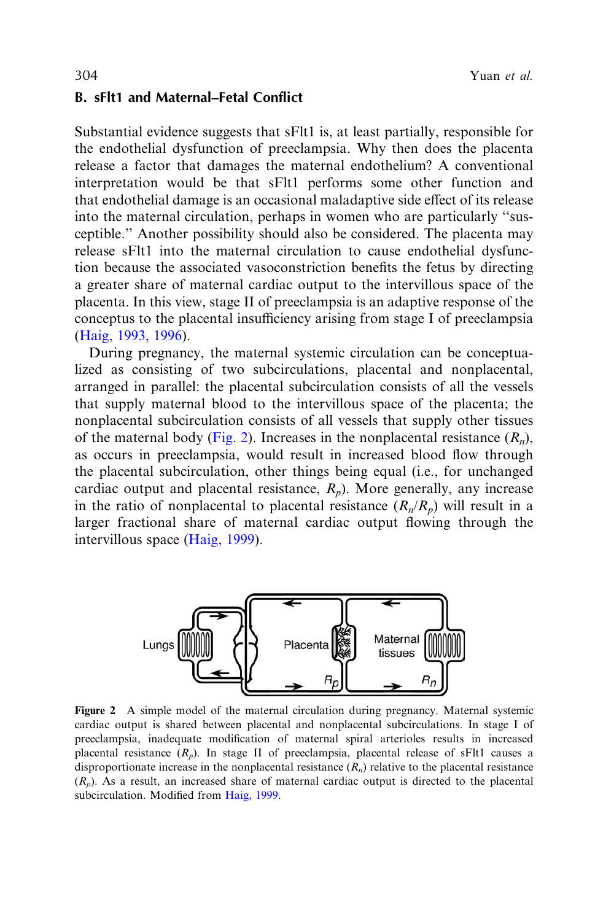## B. sFlt1 and Maternal–Fetal Conflict

Substantial evidence suggests that sFlt1 is, at least partially, responsible for the endothelial dysfunction of preeclampsia. Why then does the placenta release a factor that damages the maternal endothelium? A conventional interpretation would be that sFlt1 performs some other function and that endothelial damage is an occasional maladaptive side effect of its release into the maternal circulation, perhaps in women who are particularly "susceptible." Another possibility should also be considered. The placenta may release sFlt1 into the maternal circulation to cause endothelial dysfunction because the associated vasoconstriction benefits the fetus by directing a greater share of maternal cardiac output to the intervillous space of the placenta. In this view, stage II of preeclampsia is an adaptive response of the conceptus to the placental insufficiency arising from stage I of preeclampsia (Haig, 1993, 1996).

During pregnancy, the maternal systemic circulation can be conceptualized as consisting of two subcirculations, placental and nonplacental, arranged in parallel: the placental subcirculation consists of all the vessels that supply maternal blood to the intervillous space of the placenta; the nonplacental subcirculation consists of all vessels that supply other tissues of the maternal body (Fig. 2). Increases in the nonplacental resistance ($R_n$), as occurs in preeclampsia, would result in increased blood flow through the placental subcirculation, other things being equal (i.e., for unchanged cardiac output and placental resistance, $R_p$). More generally, any increase in the ratio of nonplacental to placental resistance ($R_n/R_p$) will result in a larger fractional share of maternal cardiac output flowing through the intervillous space (Haig, 1999).

**Figure 2** A simple model of the maternal circulation during pregnancy. Maternal systemic cardiac output is shared between placental and nonplacental subcirculations. In stage I of preeclampsia, inadequate modification of maternal spiral arterioles results in increased placental resistance ($R_p$). In stage II of preeclampsia, placental release of sFlt1 causes a disproportionate increase in the nonplacental resistance ($R_n$) relative to the placental resistance ($R_p$). As a result, an increased share of maternal cardiac output is directed to the placental subcirculation. Modified from Haig, 1999.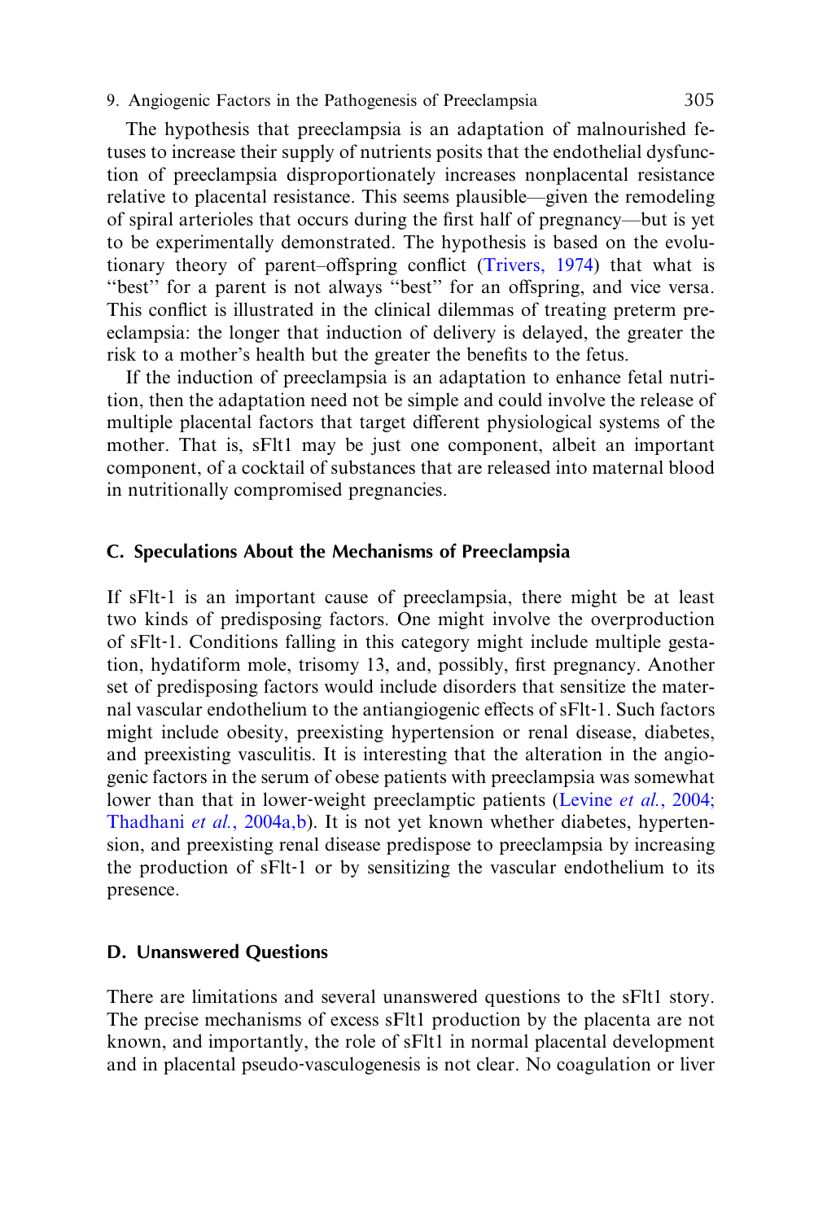The hypothesis that preeclampsia is an adaptation of malnourished fetuses to increase their supply of nutrients posits that the endothelial dysfunction of preeclampsia disproportionately increases nonplacental resistance relative to placental resistance. This seems plausible—given the remodeling of spiral arterioles that occurs during the first half of pregnancy—but is yet to be experimentally demonstrated. The hypothesis is based on the evolutionary theory of parent–offspring conflict (Trivers, 1974) that what is ''best'' for a parent is not always ''best'' for an offspring, and vice versa. This conflict is illustrated in the clinical dilemmas of treating preterm preeclampsia: the longer that induction of delivery is delayed, the greater the risk to a mother's health but the greater the benefits to the fetus.

If the induction of preeclampsia is an adaptation to enhance fetal nutrition, then the adaptation need not be simple and could involve the release of multiple placental factors that target different physiological systems of the mother. That is, sFlt1 may be just one component, albeit an important component, of a cocktail of substances that are released into maternal blood in nutritionally compromised pregnancies.

### C. Speculations About the Mechanisms of Preeclampsia

If sFlt-1 is an important cause of preeclampsia, there might be at least two kinds of predisposing factors. One might involve the overproduction of sFlt-1. Conditions falling in this category might include multiple gestation, hydatiform mole, trisomy 13, and, possibly, first pregnancy. Another set of predisposing factors would include disorders that sensitize the maternal vascular endothelium to the antiangiogenic effects of sFlt-1. Such factors might include obesity, preexisting hypertension or renal disease, diabetes, and preexisting vasculitis. It is interesting that the alteration in the angiogenic factors in the serum of obese patients with preeclampsia was somewhat lower than that in lower-weight preeclamptic patients (Levine *et al.*, 2004; Thadhani *et al.*, 2004a,b). It is not yet known whether diabetes, hypertension, and preexisting renal disease predispose to preeclampsia by increasing the production of sFlt-1 or by sensitizing the vascular endothelium to its presence.

### D. Unanswered Questions

There are limitations and several unanswered questions to the sFlt1 story. The precise mechanisms of excess sFlt1 production by the placenta are not known, and importantly, the role of sFlt1 in normal placental development and in placental pseudo-vasculogenesis is not clear. No coagulation or liver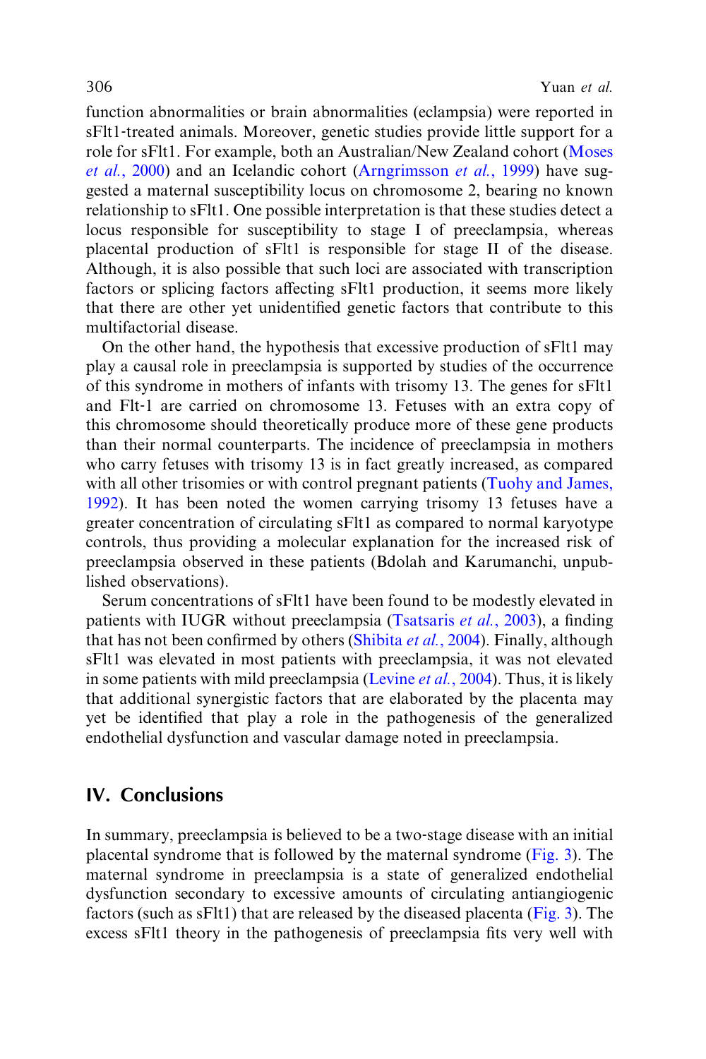function abnormalities or brain abnormalities (eclampsia) were reported in sFlt1-treated animals. Moreover, genetic studies provide little support for a role for sFlt1. For example, both an Australian/New Zealand cohort (Moses *et al.*, 2000) and an Icelandic cohort (Arngrimsson *et al.*, 1999) have suggested a maternal susceptibility locus on chromosome 2, bearing no known relationship to sFlt1. One possible interpretation is that these studies detect a locus responsible for susceptibility to stage I of preeclampsia, whereas placental production of sFlt1 is responsible for stage II of the disease. Although, it is also possible that such loci are associated with transcription factors or splicing factors affecting sFlt1 production, it seems more likely that there are other yet unidentified genetic factors that contribute to this multifactorial disease.

On the other hand, the hypothesis that excessive production of sFlt1 may play a causal role in preeclampsia is supported by studies of the occurrence of this syndrome in mothers of infants with trisomy 13. The genes for sFlt1 and Flt-1 are carried on chromosome 13. Fetuses with an extra copy of this chromosome should theoretically produce more of these gene products than their normal counterparts. The incidence of preeclampsia in mothers who carry fetuses with trisomy 13 is in fact greatly increased, as compared with all other trisomies or with control pregnant patients (Tuohy and James, 1992). It has been noted the women carrying trisomy 13 fetuses have a greater concentration of circulating sFlt1 as compared to normal karyotype controls, thus providing a molecular explanation for the increased risk of preeclampsia observed in these patients (Bdolah and Karumanchi, unpublished observations).

Serum concentrations of sFlt1 have been found to be modestly elevated in patients with IUGR without preeclampsia (Tsatsaris *et al.*, 2003), a finding that has not been confirmed by others (Shibita *et al.*, 2004). Finally, although sFlt1 was elevated in most patients with preeclampsia, it was not elevated in some patients with mild preeclampsia (Levine *et al.*, 2004). Thus, it is likely that additional synergistic factors that are elaborated by the placenta may yet be identified that play a role in the pathogenesis of the generalized endothelial dysfunction and vascular damage noted in preeclampsia.

## IV. Conclusions

In summary, preeclampsia is believed to be a two-stage disease with an initial placental syndrome that is followed by the maternal syndrome (Fig. 3). The maternal syndrome in preeclampsia is a state of generalized endothelial dysfunction secondary to excessive amounts of circulating antiangiogenic factors (such as sFlt1) that are released by the diseased placenta (Fig. 3). The excess sFlt1 theory in the pathogenesis of preeclampsia fits very well with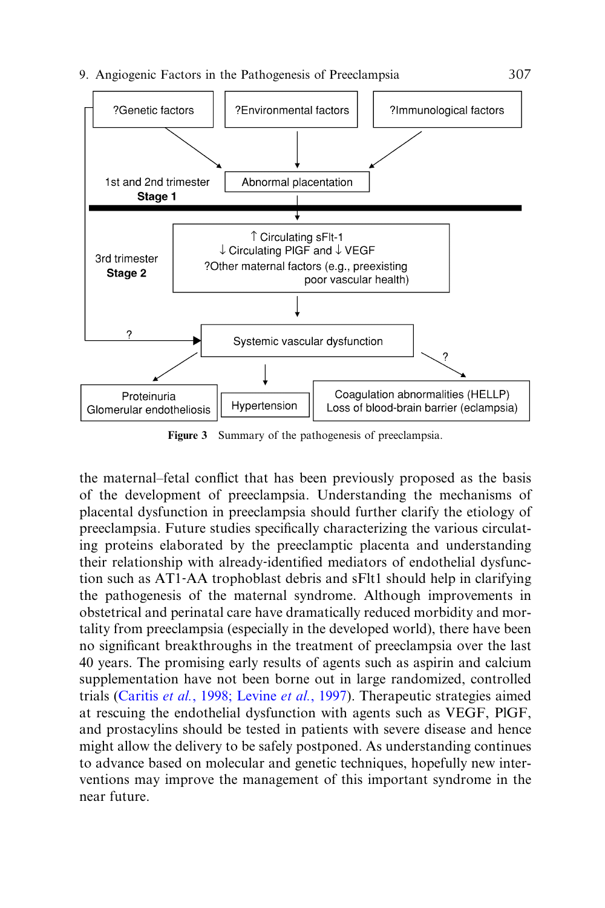?Genetic factors

?Environmental factors

?Immunological factors

Abnormal placentation

1st and 2nd trimester
**Stage 1**

3rd trimester
**Stage 2**

↑ Circulating sFlt-1
↓ Circulating PlGF and ↓ VEGF
?Other maternal factors (e.g., preexisting poor vascular health)

Systemic vascular dysfunction

Proteinuria
Glomerular endotheliosis

Hypertension

Coagulation abnormalities (HELLP)
Loss of blood-brain barrier (eclampsia)

**Figure 3** Summary of the pathogenesis of preeclampsia.

the maternal–fetal conflict that has been previously proposed as the basis of the development of preeclampsia. Understanding the mechanisms of placental dysfunction in preeclampsia should further clarify the etiology of preeclampsia. Future studies specifically characterizing the various circulating proteins elaborated by the preeclamptic placenta and understanding their relationship with already-identified mediators of endothelial dysfunction such as AT1-AA trophoblast debris and sFlt1 should help in clarifying the pathogenesis of the maternal syndrome. Although improvements in obstetrical and perinatal care have dramatically reduced morbidity and mortality from preeclampsia (especially in the developed world), there have been no significant breakthroughs in the treatment of preeclampsia over the last 40 years. The promising early results of agents such as aspirin and calcium supplementation have not been borne out in large randomized, controlled trials (Caritis *et al.*, 1998; Levine *et al.*, 1997). Therapeutic strategies aimed at rescuing the endothelial dysfunction with agents such as VEGF, PlGF, and prostacylins should be tested in patients with severe disease and hence might allow the delivery to be safely postponed. As understanding continues to advance based on molecular and genetic techniques, hopefully new interventions may improve the management of this important syndrome in the near future.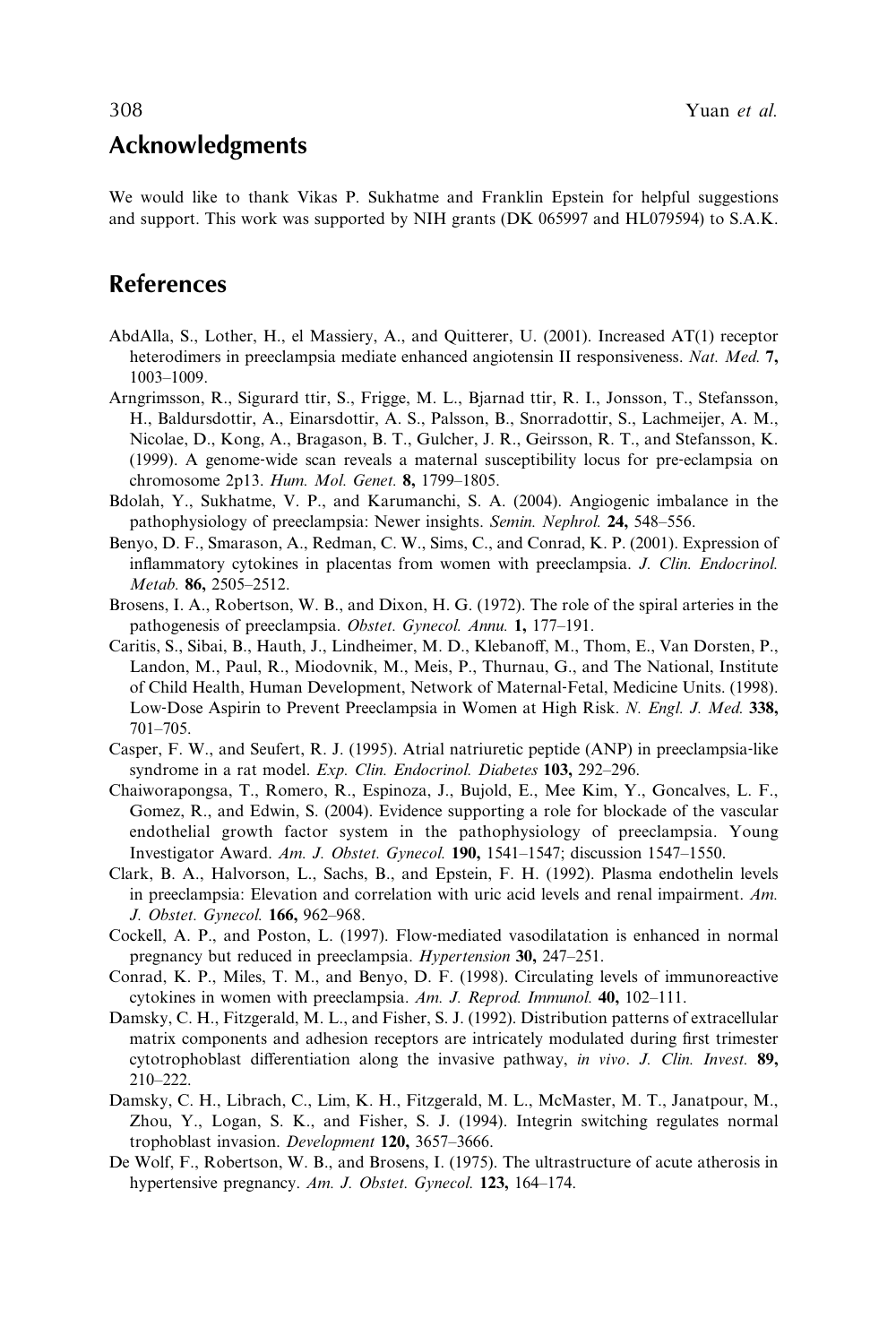## Acknowledgments

We would like to thank Vikas P. Sukhatme and Franklin Epstein for helpful suggestions and support. This work was supported by NIH grants (DK 065997 and HL079594) to S.A.K.

## References

AbdAlla, S., Lother, H., el Massiery, A., and Quitterer, U. (2001). Increased AT(1) receptor heterodimers in preeclampsia mediate enhanced angiotensin II responsiveness. *Nat. Med.* **7,** 1003–1009.

Arngrimsson, R., Sigurard ttir, S., Frigge, M. L., Bjarnad ttir, R. I., Jonsson, T., Stefansson, H., Baldursdottir, A., Einarsdottir, A. S., Palsson, B., Snorradottir, S., Lachmeijer, A. M., Nicolae, D., Kong, A., Bragason, B. T., Gulcher, J. R., Geirsson, R. T., and Stefansson, K. (1999). A genome-wide scan reveals a maternal susceptibility locus for pre-eclampsia on chromosome 2p13. *Hum. Mol. Genet.* **8,** 1799–1805.

Bdolah, Y., Sukhatme, V. P., and Karumanchi, S. A. (2004). Angiogenic imbalance in the pathophysiology of preeclampsia: Newer insights. *Semin. Nephrol.* **24,** 548–556.

Benyo, D. F., Smarason, A., Redman, C. W., Sims, C., and Conrad, K. P. (2001). Expression of inflammatory cytokines in placentas from women with preeclampsia. *J. Clin. Endocrinol. Metab.* **86,** 2505–2512.

Brosens, I. A., Robertson, W. B., and Dixon, H. G. (1972). The role of the spiral arteries in the pathogenesis of preeclampsia. *Obstet. Gynecol. Annu.* **1,** 177–191.

Caritis, S., Sibai, B., Hauth, J., Lindheimer, M. D., Klebanoff, M., Thom, E., Van Dorsten, P., Landon, M., Paul, R., Miodovnik, M., Meis, P., Thurnau, G., and The National, Institute of Child Health, Human Development, Network of Maternal-Fetal, Medicine Units. (1998). Low-Dose Aspirin to Prevent Preeclampsia in Women at High Risk. *N. Engl. J. Med.* **338,** 701–705.

Casper, F. W., and Seufert, R. J. (1995). Atrial natriuretic peptide (ANP) in preeclampsia-like syndrome in a rat model. *Exp. Clin. Endocrinol. Diabetes* **103,** 292–296.

Chaiworapongsa, T., Romero, R., Espinoza, J., Bujold, E., Mee Kim, Y., Goncalves, L. F., Gomez, R., and Edwin, S. (2004). Evidence supporting a role for blockade of the vascular endothelial growth factor system in the pathophysiology of preeclampsia. Young Investigator Award. *Am. J. Obstet. Gynecol.* **190,** 1541–1547; discussion 1547–1550.

Clark, B. A., Halvorson, L., Sachs, B., and Epstein, F. H. (1992). Plasma endothelin levels in preeclampsia: Elevation and correlation with uric acid levels and renal impairment. *Am. J. Obstet. Gynecol.* **166,** 962–968.

Cockell, A. P., and Poston, L. (1997). Flow-mediated vasodilatation is enhanced in normal pregnancy but reduced in preeclampsia. *Hypertension* **30,** 247–251.

Conrad, K. P., Miles, T. M., and Benyo, D. F. (1998). Circulating levels of immunoreactive cytokines in women with preeclampsia. *Am. J. Reprod. Immunol.* **40,** 102–111.

Damsky, C. H., Fitzgerald, M. L., and Fisher, S. J. (1992). Distribution patterns of extracellular matrix components and adhesion receptors are intricately modulated during first trimester cytotrophoblast differentiation along the invasive pathway, *in vivo*. *J. Clin. Invest.* **89,** 210–222.

Damsky, C. H., Librach, C., Lim, K. H., Fitzgerald, M. L., McMaster, M. T., Janatpour, M., Zhou, Y., Logan, S. K., and Fisher, S. J. (1994). Integrin switching regulates normal trophoblast invasion. *Development* **120,** 3657–3666.

De Wolf, F., Robertson, W. B., and Brosens, I. (1975). The ultrastructure of acute atherosis in hypertensive pregnancy. *Am. J. Obstet. Gynecol.* **123,** 164–174.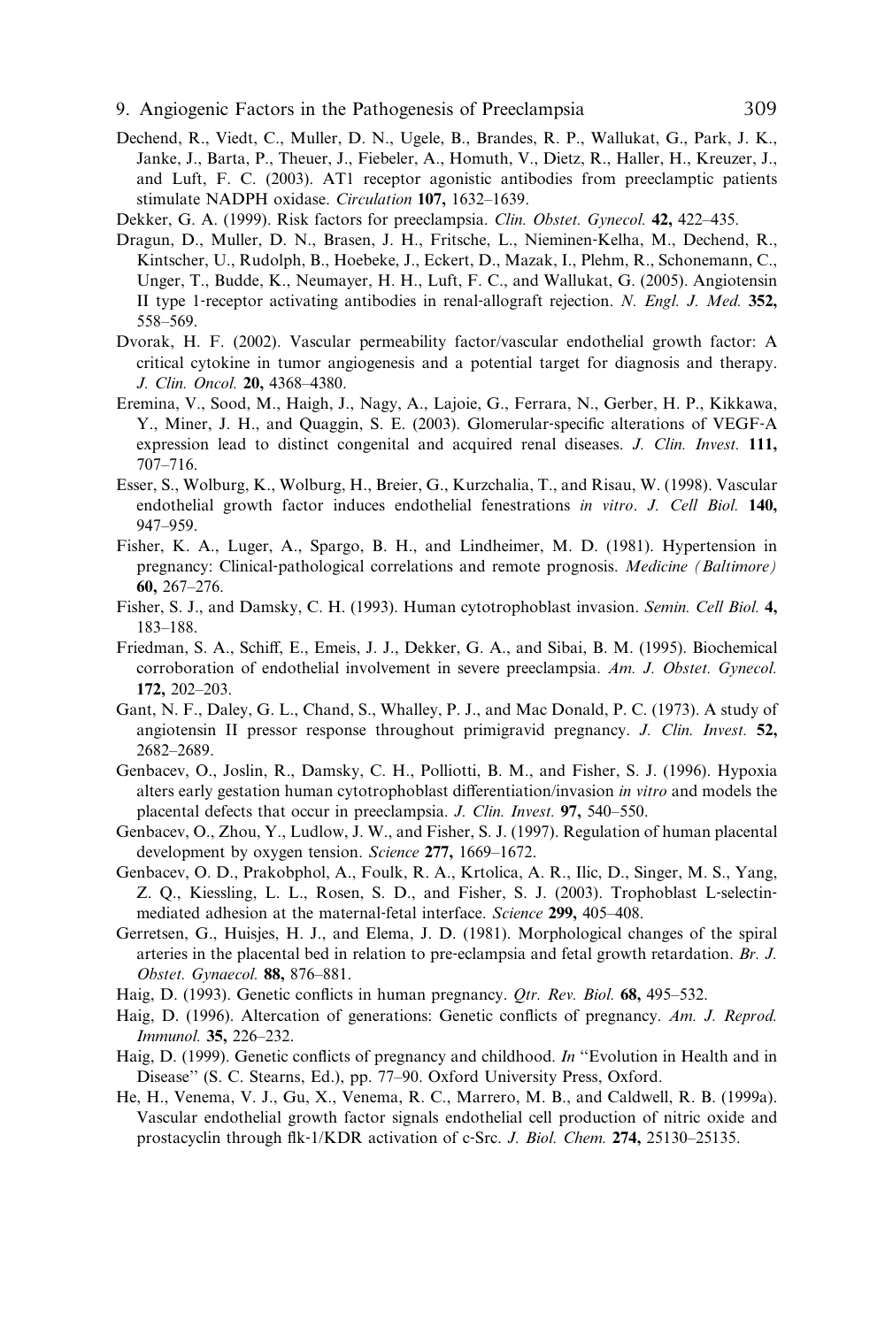Dechend, R., Viedt, C., Muller, D. N., Ugele, B., Brandes, R. P., Wallukat, G., Park, J. K., Janke, J., Barta, P., Theuer, J., Fiebeler, A., Homuth, V., Dietz, R., Haller, H., Kreuzer, J., and Luft, F. C. (2003). AT1 receptor agonistic antibodies from preeclamptic patients stimulate NADPH oxidase. *Circulation* **107,** 1632–1639.

Dekker, G. A. (1999). Risk factors for preeclampsia. *Clin. Obstet. Gynecol.* **42,** 422–435.

Dragun, D., Muller, D. N., Brasen, J. H., Fritsche, L., Nieminen-Kelha, M., Dechend, R., Kintscher, U., Rudolph, B., Hoebeke, J., Eckert, D., Mazak, I., Plehm, R., Schonemann, C., Unger, T., Budde, K., Neumayer, H. H., Luft, F. C., and Wallukat, G. (2005). Angiotensin II type 1-receptor activating antibodies in renal-allograft rejection. *N. Engl. J. Med.* **352,** 558–569.

Dvorak, H. F. (2002). Vascular permeability factor/vascular endothelial growth factor: A critical cytokine in tumor angiogenesis and a potential target for diagnosis and therapy. *J. Clin. Oncol.* **20,** 4368–4380.

Eremina, V., Sood, M., Haigh, J., Nagy, A., Lajoie, G., Ferrara, N., Gerber, H. P., Kikkawa, Y., Miner, J. H., and Quaggin, S. E. (2003). Glomerular-specific alterations of VEGF-A expression lead to distinct congenital and acquired renal diseases. *J. Clin. Invest.* **111,** 707–716.

Esser, S., Wolburg, K., Wolburg, H., Breier, G., Kurzchalia, T., and Risau, W. (1998). Vascular endothelial growth factor induces endothelial fenestrations *in vitro*. *J. Cell Biol.* **140,** 947–959.

Fisher, K. A., Luger, A., Spargo, B. H., and Lindheimer, M. D. (1981). Hypertension in pregnancy: Clinical-pathological correlations and remote prognosis. *Medicine (Baltimore)* **60,** 267–276.

Fisher, S. J., and Damsky, C. H. (1993). Human cytotrophoblast invasion. *Semin. Cell Biol.* **4,** 183–188.

Friedman, S. A., Schiff, E., Emeis, J. J., Dekker, G. A., and Sibai, B. M. (1995). Biochemical corroboration of endothelial involvement in severe preeclampsia. *Am. J. Obstet. Gynecol.* **172,** 202–203.

Gant, N. F., Daley, G. L., Chand, S., Whalley, P. J., and Mac Donald, P. C. (1973). A study of angiotensin II pressor response throughout primigravid pregnancy. *J. Clin. Invest.* **52,** 2682–2689.

Genbacev, O., Joslin, R., Damsky, C. H., Polliotti, B. M., and Fisher, S. J. (1996). Hypoxia alters early gestation human cytotrophoblast differentiation/invasion *in vitro* and models the placental defects that occur in preeclampsia. *J. Clin. Invest.* **97,** 540–550.

Genbacev, O., Zhou, Y., Ludlow, J. W., and Fisher, S. J. (1997). Regulation of human placental development by oxygen tension. *Science* **277,** 1669–1672.

Genbacev, O. D., Prakobphol, A., Foulk, R. A., Krtolica, A. R., Ilic, D., Singer, M. S., Yang, Z. Q., Kiessling, L. L., Rosen, S. D., and Fisher, S. J. (2003). Trophoblast L-selectin-mediated adhesion at the maternal-fetal interface. *Science* **299,** 405–408.

Gerretsen, G., Huisjes, H. J., and Elema, J. D. (1981). Morphological changes of the spiral arteries in the placental bed in relation to pre-eclampsia and fetal growth retardation. *Br. J. Obstet. Gynaecol.* **88,** 876–881.

Haig, D. (1993). Genetic conflicts in human pregnancy. *Qtr. Rev. Biol.* **68,** 495–532.

Haig, D. (1996). Altercation of generations: Genetic conflicts of pregnancy. *Am. J. Reprod. Immunol.* **35,** 226–232.

Haig, D. (1999). Genetic conflicts of pregnancy and childhood. *In* "Evolution in Health and in Disease" (S. C. Stearns, Ed.), pp. 77–90. Oxford University Press, Oxford.

He, H., Venema, V. J., Gu, X., Venema, R. C., Marrero, M. B., and Caldwell, R. B. (1999a). Vascular endothelial growth factor signals endothelial cell production of nitric oxide and prostacyclin through flk-1/KDR activation of c-Src. *J. Biol. Chem.* **274,** 25130–25135.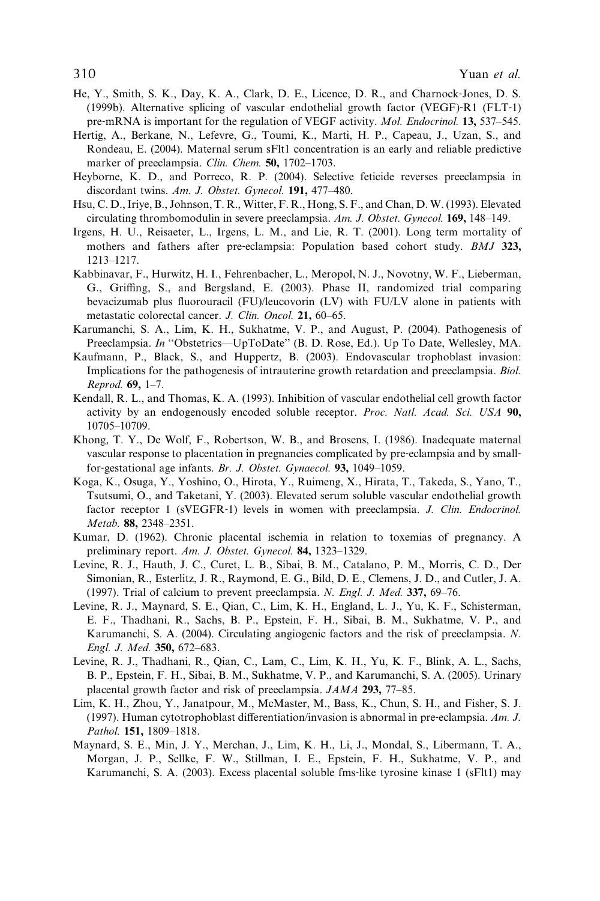He, Y., Smith, S. K., Day, K. A., Clark, D. E., Licence, D. R., and Charnock-Jones, D. S. (1999b). Alternative splicing of vascular endothelial growth factor (VEGF)-R1 (FLT-1) pre-mRNA is important for the regulation of VEGF activity. *Mol. Endocrinol.* **13,** 537–545.

Hertig, A., Berkane, N., Lefevre, G., Toumi, K., Marti, H. P., Capeau, J., Uzan, S., and Rondeau, E. (2004). Maternal serum sFlt1 concentration is an early and reliable predictive marker of preeclampsia. *Clin. Chem.* **50,** 1702–1703.

Heyborne, K. D., and Porreco, R. P. (2004). Selective feticide reverses preeclampsia in discordant twins. *Am. J. Obstet. Gynecol.* **191,** 477–480.

Hsu, C. D., Iriye, B., Johnson, T. R., Witter, F. R., Hong, S. F., and Chan, D. W. (1993). Elevated circulating thrombomodulin in severe preeclampsia. *Am. J. Obstet. Gynecol.* **169,** 148–149.

Irgens, H. U., Reisaeter, L., Irgens, L. M., and Lie, R. T. (2001). Long term mortality of mothers and fathers after pre-eclampsia: Population based cohort study. *BMJ* **323,** 1213–1217.

Kabbinavar, F., Hurwitz, H. I., Fehrenbacher, L., Meropol, N. J., Novotny, W. F., Lieberman, G., Griffing, S., and Bergsland, E. (2003). Phase II, randomized trial comparing bevacizumab plus fluorouracil (FU)/leucovorin (LV) with FU/LV alone in patients with metastatic colorectal cancer. *J. Clin. Oncol.* **21,** 60–65.

Karumanchi, S. A., Lim, K. H., Sukhatme, V. P., and August, P. (2004). Pathogenesis of Preeclampsia. *In* "Obstetrics—UpToDate" (B. D. Rose, Ed.). Up To Date, Wellesley, MA.

Kaufmann, P., Black, S., and Huppertz, B. (2003). Endovascular trophoblast invasion: Implications for the pathogenesis of intrauterine growth retardation and preeclampsia. *Biol. Reprod.* **69,** 1–7.

Kendall, R. L., and Thomas, K. A. (1993). Inhibition of vascular endothelial cell growth factor activity by an endogenously encoded soluble receptor. *Proc. Natl. Acad. Sci. USA* **90,** 10705–10709.

Khong, T. Y., De Wolf, F., Robertson, W. B., and Brosens, I. (1986). Inadequate maternal vascular response to placentation in pregnancies complicated by pre-eclampsia and by small-for-gestational age infants. *Br. J. Obstet. Gynaecol.* **93,** 1049–1059.

Koga, K., Osuga, Y., Yoshino, O., Hirota, Y., Ruimeng, X., Hirata, T., Takeda, S., Yano, T., Tsutsumi, O., and Taketani, Y. (2003). Elevated serum soluble vascular endothelial growth factor receptor 1 (sVEGFR-1) levels in women with preeclampsia. *J. Clin. Endocrinol. Metab.* **88,** 2348–2351.

Kumar, D. (1962). Chronic placental ischemia in relation to toxemias of pregnancy. A preliminary report. *Am. J. Obstet. Gynecol.* **84,** 1323–1329.

Levine, R. J., Hauth, J. C., Curet, L. B., Sibai, B. M., Catalano, P. M., Morris, C. D., Der Simonian, R., Esterlitz, J. R., Raymond, E. G., Bild, D. E., Clemens, J. D., and Cutler, J. A. (1997). Trial of calcium to prevent preeclampsia. *N. Engl. J. Med.* **337,** 69–76.

Levine, R. J., Maynard, S. E., Qian, C., Lim, K. H., England, L. J., Yu, K. F., Schisterman, E. F., Thadhani, R., Sachs, B. P., Epstein, F. H., Sibai, B. M., Sukhatme, V. P., and Karumanchi, S. A. (2004). Circulating angiogenic factors and the risk of preeclampsia. *N. Engl. J. Med.* **350,** 672–683.

Levine, R. J., Thadhani, R., Qian, C., Lam, C., Lim, K. H., Yu, K. F., Blink, A. L., Sachs, B. P., Epstein, F. H., Sibai, B. M., Sukhatme, V. P., and Karumanchi, S. A. (2005). Urinary placental growth factor and risk of preeclampsia. *JAMA* **293,** 77–85.

Lim, K. H., Zhou, Y., Janatpour, M., McMaster, M., Bass, K., Chun, S. H., and Fisher, S. J. (1997). Human cytotrophoblast differentiation/invasion is abnormal in pre-eclampsia. *Am. J. Pathol.* **151,** 1809–1818.

Maynard, S. E., Min, J. Y., Merchan, J., Lim, K. H., Li, J., Mondal, S., Libermann, T. A., Morgan, J. P., Sellke, F. W., Stillman, I. E., Epstein, F. H., Sukhatme, V. P., and Karumanchi, S. A. (2003). Excess placental soluble fms-like tyrosine kinase 1 (sFlt1) may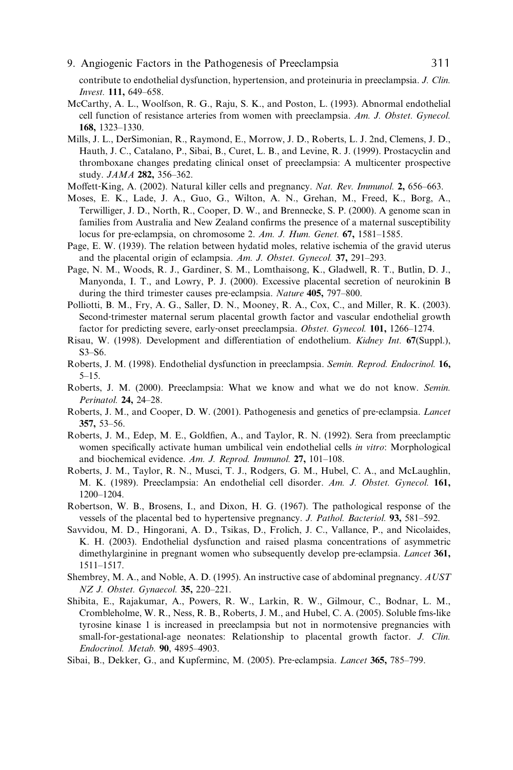contribute to endothelial dysfunction, hypertension, and proteinuria in preeclampsia. *J. Clin. Invest.* **111,** 649–658.

McCarthy, A. L., Woolfson, R. G., Raju, S. K., and Poston, L. (1993). Abnormal endothelial cell function of resistance arteries from women with preeclampsia. *Am. J. Obstet. Gynecol.* **168,** 1323–1330.

Mills, J. L., DerSimonian, R., Raymond, E., Morrow, J. D., Roberts, L. J. 2nd, Clemens, J. D., Hauth, J. C., Catalano, P., Sibai, B., Curet, L. B., and Levine, R. J. (1999). Prostacyclin and thromboxane changes predating clinical onset of preeclampsia: A multicenter prospective study. *JAMA* **282,** 356–362.

Moffett-King, A. (2002). Natural killer cells and pregnancy. *Nat. Rev. Immunol.* **2,** 656–663.

Moses, E. K., Lade, J. A., Guo, G., Wilton, A. N., Grehan, M., Freed, K., Borg, A., Terwilliger, J. D., North, R., Cooper, D. W., and Brennecke, S. P. (2000). A genome scan in families from Australia and New Zealand confirms the presence of a maternal susceptibility locus for pre-eclampsia, on chromosome 2. *Am. J. Hum. Genet.* **67,** 1581–1585.

Page, E. W. (1939). The relation between hydatid moles, relative ischemia of the gravid uterus and the placental origin of eclampsia. *Am. J. Obstet. Gynecol.* **37,** 291–293.

Page, N. M., Woods, R. J., Gardiner, S. M., Lomthaisong, K., Gladwell, R. T., Butlin, D. J., Manyonda, I. T., and Lowry, P. J. (2000). Excessive placental secretion of neurokinin B during the third trimester causes pre-eclampsia. *Nature* **405,** 797–800.

Polliotti, B. M., Fry, A. G., Saller, D. N., Mooney, R. A., Cox, C., and Miller, R. K. (2003). Second-trimester maternal serum placental growth factor and vascular endothelial growth factor for predicting severe, early-onset preeclampsia. *Obstet. Gynecol.* **101,** 1266–1274.

Risau, W. (1998). Development and differentiation of endothelium. *Kidney Int.* **67**(Suppl.), S3–S6.

Roberts, J. M. (1998). Endothelial dysfunction in preeclampsia. *Semin. Reprod. Endocrinol.* **16,** 5–15.

Roberts, J. M. (2000). Preeclampsia: What we know and what we do not know. *Semin. Perinatol.* **24,** 24–28.

Roberts, J. M., and Cooper, D. W. (2001). Pathogenesis and genetics of pre-eclampsia. *Lancet* **357,** 53–56.

Roberts, J. M., Edep, M. E., Goldfien, A., and Taylor, R. N. (1992). Sera from preeclamptic women specifically activate human umbilical vein endothelial cells *in vitro*: Morphological and biochemical evidence. *Am. J. Reprod. Immunol.* **27,** 101–108.

Roberts, J. M., Taylor, R. N., Musci, T. J., Rodgers, G. M., Hubel, C. A., and McLaughlin, M. K. (1989). Preeclampsia: An endothelial cell disorder. *Am. J. Obstet. Gynecol.* **161,** 1200–1204.

Robertson, W. B., Brosens, I., and Dixon, H. G. (1967). The pathological response of the vessels of the placental bed to hypertensive pregnancy. *J. Pathol. Bacteriol.* **93,** 581–592.

Savvidou, M. D., Hingorani, A. D., Tsikas, D., Frolich, J. C., Vallance, P., and Nicolaides, K. H. (2003). Endothelial dysfunction and raised plasma concentrations of asymmetric dimethylarginine in pregnant women who subsequently develop pre-eclampsia. *Lancet* **361,** 1511–1517.

Shembrey, M. A., and Noble, A. D. (1995). An instructive case of abdominal pregnancy. *AUST NZ J. Obstet. Gynaecol.* **35,** 220–221.

Shibita, E., Rajakumar, A., Powers, R. W., Larkin, R. W., Gilmour, C., Bodnar, L. M., Crombleholme, W. R., Ness, R. B., Roberts, J. M., and Hubel, C. A. (2005). Soluble fms-like tyrosine kinase 1 is increased in preeclampsia but not in normotensive pregnancies with small-for-gestational-age neonates: Relationship to placental growth factor. *J. Clin. Endocrinol. Metab.* **90**, 4895–4903.

Sibai, B., Dekker, G., and Kupferminc, M. (2005). Pre-eclampsia. *Lancet* **365,** 785–799.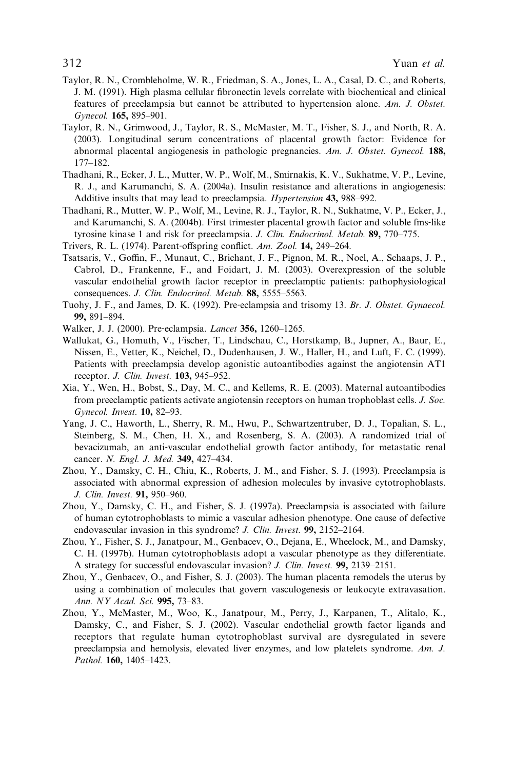Taylor, R. N., Crombleholme, W. R., Friedman, S. A., Jones, L. A., Casal, D. C., and Roberts, J. M. (1991). High plasma cellular fibronectin levels correlate with biochemical and clinical features of preeclampsia but cannot be attributed to hypertension alone. *Am. J. Obstet. Gynecol.* **165,** 895–901.

Taylor, R. N., Grimwood, J., Taylor, R. S., McMaster, M. T., Fisher, S. J., and North, R. A. (2003). Longitudinal serum concentrations of placental growth factor: Evidence for abnormal placental angiogenesis in pathologic pregnancies. *Am. J. Obstet. Gynecol.* **188,** 177–182.

Thadhani, R., Ecker, J. L., Mutter, W. P., Wolf, M., Smirnakis, K. V., Sukhatme, V. P., Levine, R. J., and Karumanchi, S. A. (2004a). Insulin resistance and alterations in angiogenesis: Additive insults that may lead to preeclampsia. *Hypertension* **43,** 988–992.

Thadhani, R., Mutter, W. P., Wolf, M., Levine, R. J., Taylor, R. N., Sukhatme, V. P., Ecker, J., and Karumanchi, S. A. (2004b). First trimester placental growth factor and soluble fms-like tyrosine kinase 1 and risk for preeclampsia. *J. Clin. Endocrinol. Metab.* **89,** 770–775.

Trivers, R. L. (1974). Parent-offspring conflict. *Am. Zool.* **14,** 249–264.

Tsatsaris, V., Goffin, F., Munaut, C., Brichant, J. F., Pignon, M. R., Noel, A., Schaaps, J. P., Cabrol, D., Frankenne, F., and Foidart, J. M. (2003). Overexpression of the soluble vascular endothelial growth factor receptor in preeclamptic patients: pathophysiological consequences. *J. Clin. Endocrinol. Metab.* **88,** 5555–5563.

Tuohy, J. F., and James, D. K. (1992). Pre-eclampsia and trisomy 13. *Br. J. Obstet. Gynaecol.* **99,** 891–894.

Walker, J. J. (2000). Pre-eclampsia. *Lancet* **356,** 1260–1265.

Wallukat, G., Homuth, V., Fischer, T., Lindschau, C., Horstkamp, B., Jupner, A., Baur, E., Nissen, E., Vetter, K., Neichel, D., Dudenhausen, J. W., Haller, H., and Luft, F. C. (1999). Patients with preeclampsia develop agonistic autoantibodies against the angiotensin AT1 receptor. *J. Clin. Invest.* **103,** 945–952.

Xia, Y., Wen, H., Bobst, S., Day, M. C., and Kellems, R. E. (2003). Maternal autoantibodies from preeclamptic patients activate angiotensin receptors on human trophoblast cells. *J. Soc. Gynecol. Invest.* **10,** 82–93.

Yang, J. C., Haworth, L., Sherry, R. M., Hwu, P., Schwartzentruber, D. J., Topalian, S. L., Steinberg, S. M., Chen, H. X., and Rosenberg, S. A. (2003). A randomized trial of bevacizumab, an anti-vascular endothelial growth factor antibody, for metastatic renal cancer. *N. Engl. J. Med.* **349,** 427–434.

Zhou, Y., Damsky, C. H., Chiu, K., Roberts, J. M., and Fisher, S. J. (1993). Preeclampsia is associated with abnormal expression of adhesion molecules by invasive cytotrophoblasts. *J. Clin. Invest.* **91,** 950–960.

Zhou, Y., Damsky, C. H., and Fisher, S. J. (1997a). Preeclampsia is associated with failure of human cytotrophoblasts to mimic a vascular adhesion phenotype. One cause of defective endovascular invasion in this syndrome? *J. Clin. Invest.* **99,** 2152–2164.

Zhou, Y., Fisher, S. J., Janatpour, M., Genbacev, O., Dejana, E., Wheelock, M., and Damsky, C. H. (1997b). Human cytotrophoblasts adopt a vascular phenotype as they differentiate. A strategy for successful endovascular invasion? *J. Clin. Invest.* **99,** 2139–2151.

Zhou, Y., Genbacev, O., and Fisher, S. J. (2003). The human placenta remodels the uterus by using a combination of molecules that govern vasculogenesis or leukocyte extravasation. *Ann. NY Acad. Sci.* **995,** 73–83.

Zhou, Y., McMaster, M., Woo, K., Janatpour, M., Perry, J., Karpanen, T., Alitalo, K., Damsky, C., and Fisher, S. J. (2002). Vascular endothelial growth factor ligands and receptors that regulate human cytotrophoblast survival are dysregulated in severe preeclampsia and hemolysis, elevated liver enzymes, and low platelets syndrome. *Am. J. Pathol.* **160,** 1405–1423.